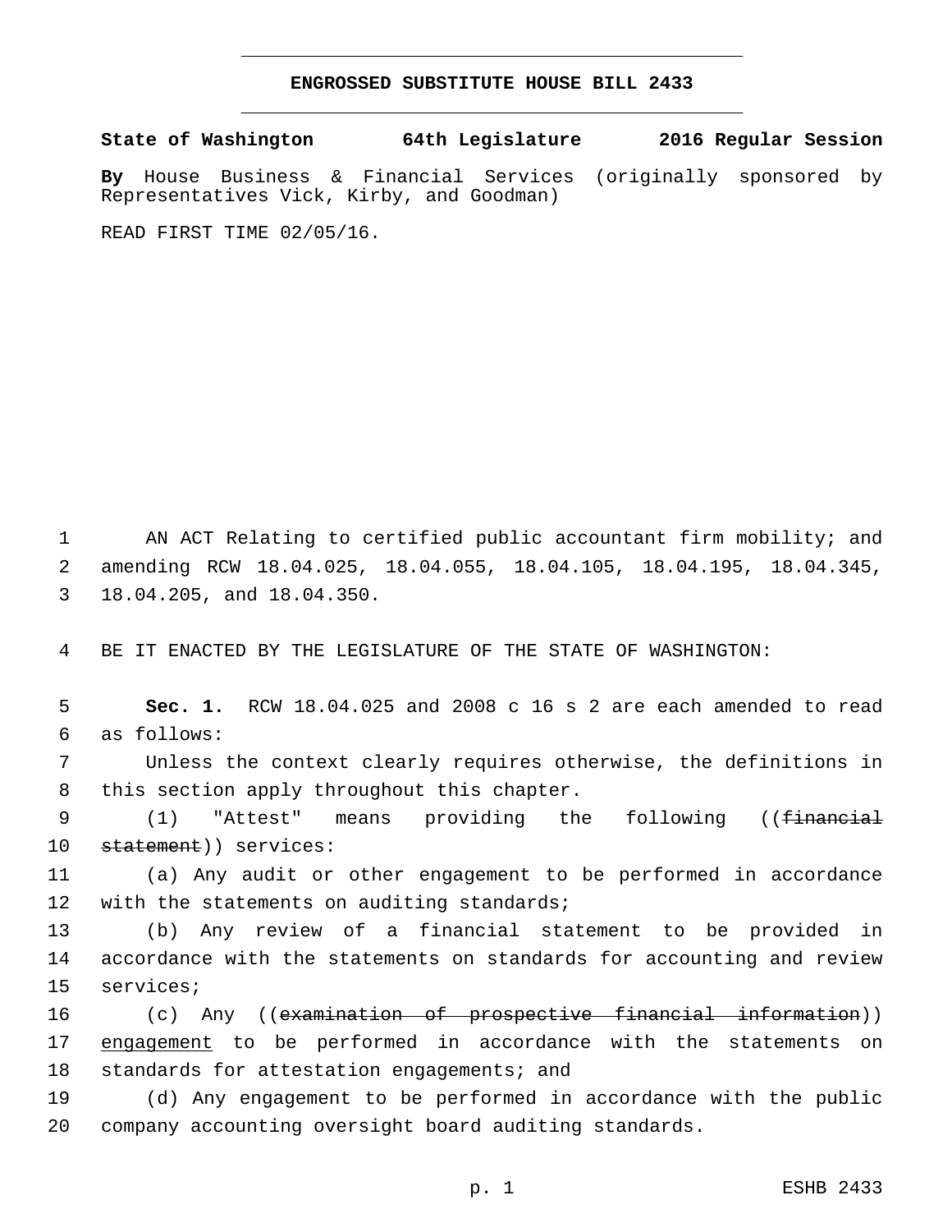# ENGROSSED SUBSTITUTE HOUSE BILL 2433

**State of Washington 64th Legislature 2016 Regular Session**

**By** House Business & Financial Services (originally sponsored by Representatives Vick, Kirby, and Goodman)

READ FIRST TIME 02/05/16.

AN ACT Relating to certified public accountant firm mobility; and amending RCW 18.04.025, 18.04.055, 18.04.105, 18.04.195, 18.04.345, 18.04.205, and 18.04.350.

BE IT ENACTED BY THE LEGISLATURE OF THE STATE OF WASHINGTON:

**Sec. 1.** RCW 18.04.025 and 2008 c 16 s 2 are each amended to read as follows:

Unless the context clearly requires otherwise, the definitions in this section apply throughout this chapter.

(1) "Attest" means providing the following ((~~financial statement~~)) services:

(a) Any audit or other engagement to be performed in accordance with the statements on auditing standards;

(b) Any review of a financial statement to be provided in accordance with the statements on standards for accounting and review services;

(c) Any ((~~examination of prospective financial information~~)) <u>engagement</u> to be performed in accordance with the statements on standards for attestation engagements; and

(d) Any engagement to be performed in accordance with the public company accounting oversight board auditing standards.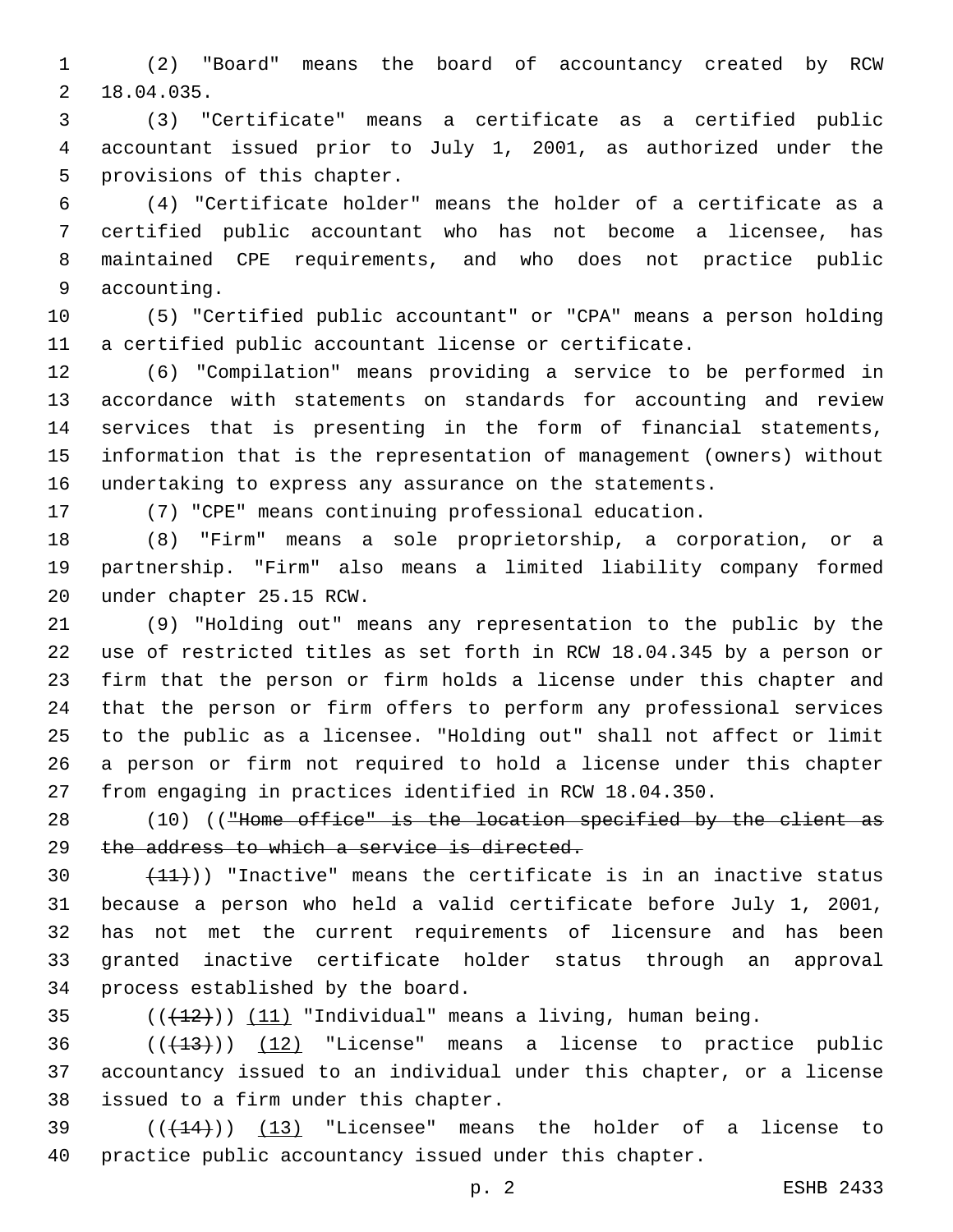(2) "Board" means the board of accountancy created by RCW 18.04.035.

(3) "Certificate" means a certificate as a certified public accountant issued prior to July 1, 2001, as authorized under the provisions of this chapter.

(4) "Certificate holder" means the holder of a certificate as a certified public accountant who has not become a licensee, has maintained CPE requirements, and who does not practice public accounting.

(5) "Certified public accountant" or "CPA" means a person holding a certified public accountant license or certificate.

(6) "Compilation" means providing a service to be performed in accordance with statements on standards for accounting and review services that is presenting in the form of financial statements, information that is the representation of management (owners) without undertaking to express any assurance on the statements.

(7) "CPE" means continuing professional education.

(8) "Firm" means a sole proprietorship, a corporation, or a partnership. "Firm" also means a limited liability company formed under chapter 25.15 RCW.

(9) "Holding out" means any representation to the public by the use of restricted titles as set forth in RCW 18.04.345 by a person or firm that the person or firm holds a license under this chapter and that the person or firm offers to perform any professional services to the public as a licensee. "Holding out" shall not affect or limit a person or firm not required to hold a license under this chapter from engaging in practices identified in RCW 18.04.350.

(10) ((~~"Home office" is the location specified by the client as the address to which a service is directed.~~

~~(11)~~)) "Inactive" means the certificate is in an inactive status because a person who held a valid certificate before July 1, 2001, has not met the current requirements of licensure and has been granted inactive certificate holder status through an approval process established by the board.

((~~(12)~~)) <u>(11)</u> "Individual" means a living, human being.

((~~(13)~~)) <u>(12)</u> "License" means a license to practice public accountancy issued to an individual under this chapter, or a license issued to a firm under this chapter.

((~~(14)~~)) <u>(13)</u> "Licensee" means the holder of a license to practice public accountancy issued under this chapter.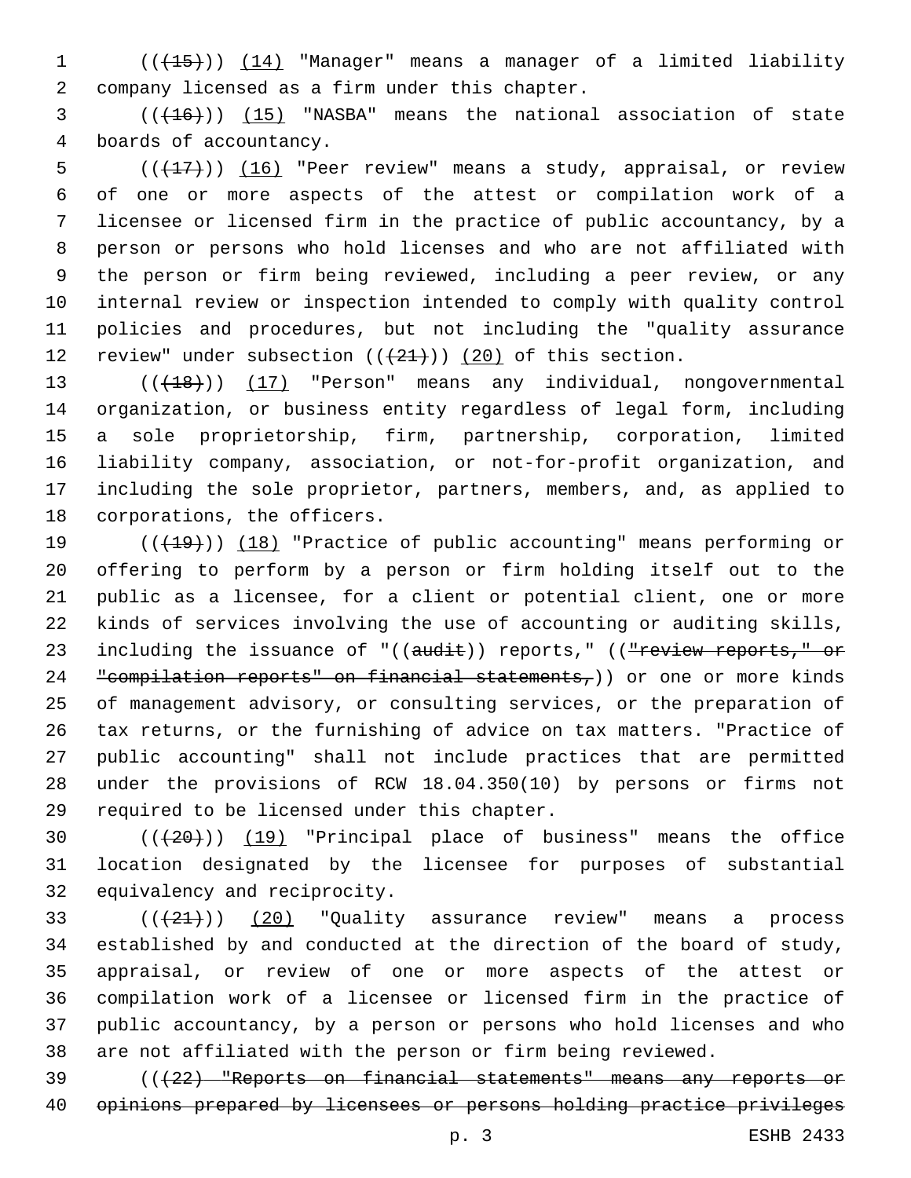((~~(15)~~)) <u>(14)</u> "Manager" means a manager of a limited liability company licensed as a firm under this chapter.

((~~(16)~~)) <u>(15)</u> "NASBA" means the national association of state boards of accountancy.

((~~(17)~~)) <u>(16)</u> "Peer review" means a study, appraisal, or review of one or more aspects of the attest or compilation work of a licensee or licensed firm in the practice of public accountancy, by a person or persons who hold licenses and who are not affiliated with the person or firm being reviewed, including a peer review, or any internal review or inspection intended to comply with quality control policies and procedures, but not including the "quality assurance review" under subsection ((~~(21)~~)) <u>(20)</u> of this section.

((~~(18)~~)) <u>(17)</u> "Person" means any individual, nongovernmental organization, or business entity regardless of legal form, including a sole proprietorship, firm, partnership, corporation, limited liability company, association, or not-for-profit organization, and including the sole proprietor, partners, members, and, as applied to corporations, the officers.

((~~(19)~~)) <u>(18)</u> "Practice of public accounting" means performing or offering to perform by a person or firm holding itself out to the public as a licensee, for a client or potential client, one or more kinds of services involving the use of accounting or auditing skills, including the issuance of "((~~audit~~)) reports," ((~~"review reports," or "compilation reports" on financial statements,~~)) or one or more kinds of management advisory, or consulting services, or the preparation of tax returns, or the furnishing of advice on tax matters. "Practice of public accounting" shall not include practices that are permitted under the provisions of RCW 18.04.350(10) by persons or firms not required to be licensed under this chapter.

((~~(20)~~)) <u>(19)</u> "Principal place of business" means the office location designated by the licensee for purposes of substantial equivalency and reciprocity.

((~~(21)~~)) <u>(20)</u> "Quality assurance review" means a process established by and conducted at the direction of the board of study, appraisal, or review of one or more aspects of the attest or compilation work of a licensee or licensed firm in the practice of public accountancy, by a person or persons who hold licenses and who are not affiliated with the person or firm being reviewed.

((~~(22) "Reports on financial statements" means any reports or opinions prepared by licensees or persons holding practice privileges~~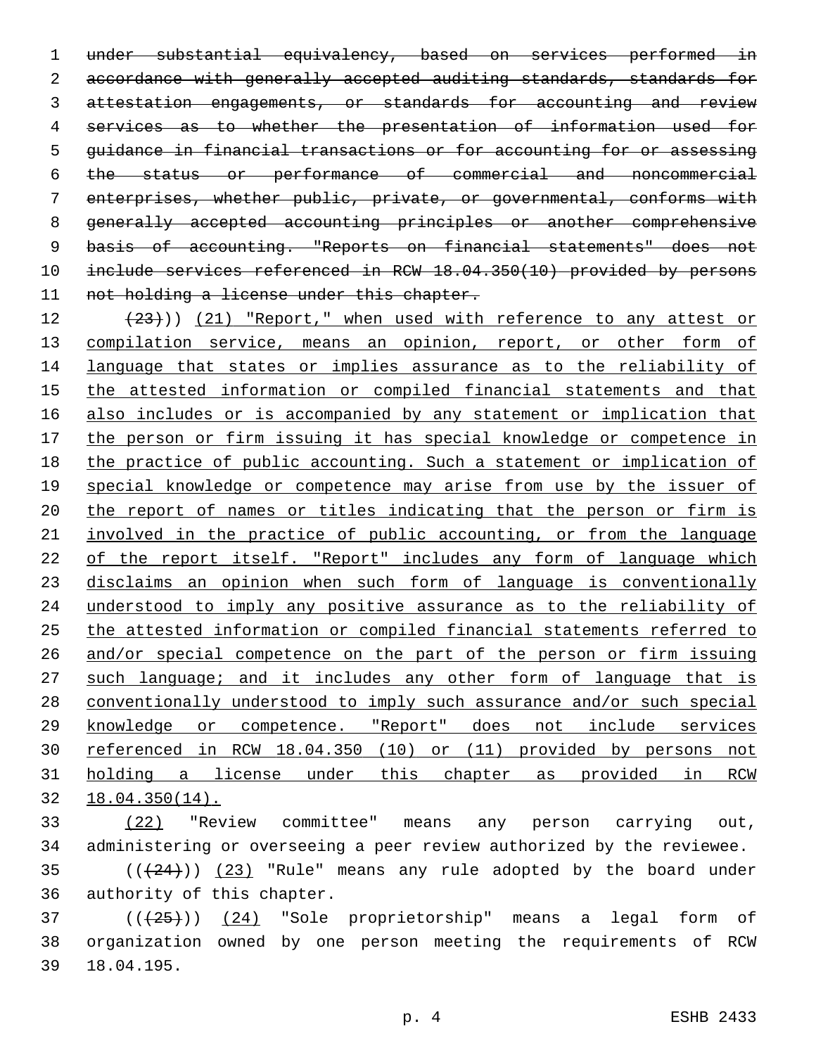~~under substantial equivalency, based on services performed in accordance with generally accepted auditing standards, standards for attestation engagements, or standards for accounting and review services as to whether the presentation of information used for guidance in financial transactions or for accounting for or assessing the status or performance of commercial and noncommercial enterprises, whether public, private, or governmental, conforms with generally accepted accounting principles or another comprehensive basis of accounting. "Reports on financial statements" does not include services referenced in RCW 18.04.350(10) provided by persons not holding a license under this chapter.~~

~~(23)~~)) <u>(21) "Report," when used with reference to any attest or compilation service, means an opinion, report, or other form of language that states or implies assurance as to the reliability of the attested information or compiled financial statements and that also includes or is accompanied by any statement or implication that the person or firm issuing it has special knowledge or competence in the practice of public accounting. Such a statement or implication of special knowledge or competence may arise from use by the issuer of the report of names or titles indicating that the person or firm is involved in the practice of public accounting, or from the language of the report itself. "Report" includes any form of language which disclaims an opinion when such form of language is conventionally understood to imply any positive assurance as to the reliability of the attested information or compiled financial statements referred to and/or special competence on the part of the person or firm issuing such language; and it includes any other form of language that is conventionally understood to imply such assurance and/or such special knowledge or competence. "Report" does not include services referenced in RCW 18.04.350 (10) or (11) provided by persons not holding a license under this chapter as provided in RCW 18.04.350(14).</u>

<u>(22)</u> "Review committee" means any person carrying out, administering or overseeing a peer review authorized by the reviewee.

((~~(24)~~)) <u>(23)</u> "Rule" means any rule adopted by the board under authority of this chapter.

((~~(25)~~)) <u>(24)</u> "Sole proprietorship" means a legal form of organization owned by one person meeting the requirements of RCW 18.04.195.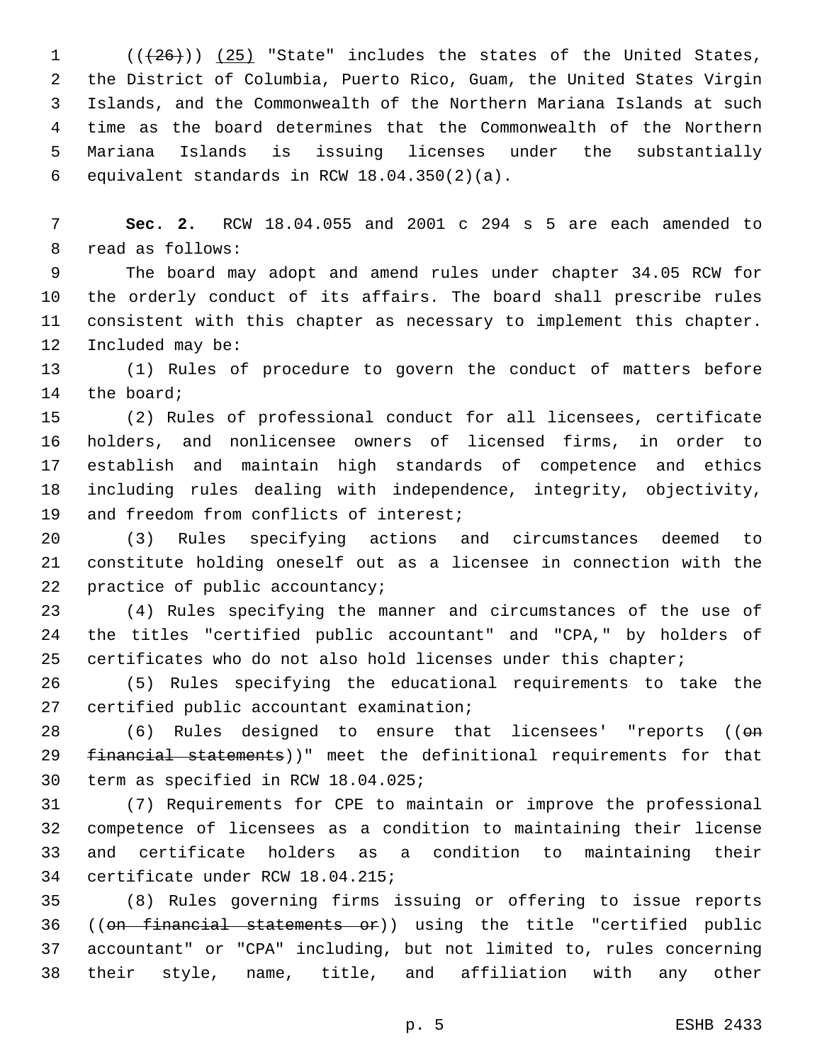((~~(26)~~)) <u>(25)</u> "State" includes the states of the United States, the District of Columbia, Puerto Rico, Guam, the United States Virgin Islands, and the Commonwealth of the Northern Mariana Islands at such time as the board determines that the Commonwealth of the Northern Mariana Islands is issuing licenses under the substantially equivalent standards in RCW 18.04.350(2)(a).

**Sec. 2.** RCW 18.04.055 and 2001 c 294 s 5 are each amended to read as follows:

The board may adopt and amend rules under chapter 34.05 RCW for the orderly conduct of its affairs. The board shall prescribe rules consistent with this chapter as necessary to implement this chapter. Included may be:

(1) Rules of procedure to govern the conduct of matters before the board;

(2) Rules of professional conduct for all licensees, certificate holders, and nonlicensee owners of licensed firms, in order to establish and maintain high standards of competence and ethics including rules dealing with independence, integrity, objectivity, and freedom from conflicts of interest;

(3) Rules specifying actions and circumstances deemed to constitute holding oneself out as a licensee in connection with the practice of public accountancy;

(4) Rules specifying the manner and circumstances of the use of the titles "certified public accountant" and "CPA," by holders of certificates who do not also hold licenses under this chapter;

(5) Rules specifying the educational requirements to take the certified public accountant examination;

(6) Rules designed to ensure that licensees' "reports ((~~on financial statements~~))" meet the definitional requirements for that term as specified in RCW 18.04.025;

(7) Requirements for CPE to maintain or improve the professional competence of licensees as a condition to maintaining their license and certificate holders as a condition to maintaining their certificate under RCW 18.04.215;

(8) Rules governing firms issuing or offering to issue reports ((~~on financial statements or~~)) using the title "certified public accountant" or "CPA" including, but not limited to, rules concerning their style, name, title, and affiliation with any other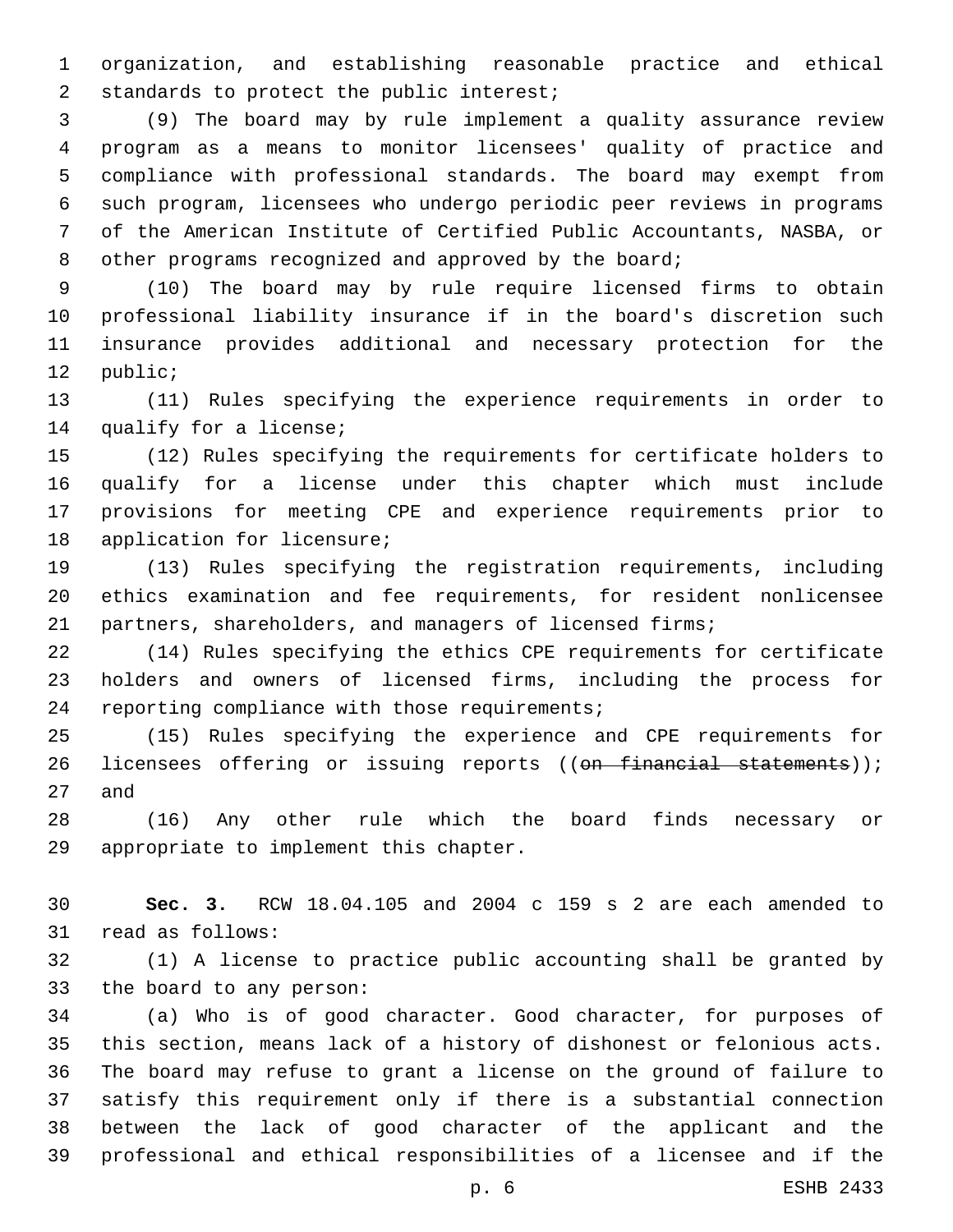organization, and establishing reasonable practice and ethical standards to protect the public interest;

(9) The board may by rule implement a quality assurance review program as a means to monitor licensees' quality of practice and compliance with professional standards. The board may exempt from such program, licensees who undergo periodic peer reviews in programs of the American Institute of Certified Public Accountants, NASBA, or other programs recognized and approved by the board;

(10) The board may by rule require licensed firms to obtain professional liability insurance if in the board's discretion such insurance provides additional and necessary protection for the public;

(11) Rules specifying the experience requirements in order to qualify for a license;

(12) Rules specifying the requirements for certificate holders to qualify for a license under this chapter which must include provisions for meeting CPE and experience requirements prior to application for licensure;

(13) Rules specifying the registration requirements, including ethics examination and fee requirements, for resident nonlicensee partners, shareholders, and managers of licensed firms;

(14) Rules specifying the ethics CPE requirements for certificate holders and owners of licensed firms, including the process for reporting compliance with those requirements;

(15) Rules specifying the experience and CPE requirements for licensees offering or issuing reports ((~~on financial statements~~)); and

(16) Any other rule which the board finds necessary or appropriate to implement this chapter.

**Sec. 3.** RCW 18.04.105 and 2004 c 159 s 2 are each amended to read as follows:

(1) A license to practice public accounting shall be granted by the board to any person:

(a) Who is of good character. Good character, for purposes of this section, means lack of a history of dishonest or felonious acts. The board may refuse to grant a license on the ground of failure to satisfy this requirement only if there is a substantial connection between the lack of good character of the applicant and the professional and ethical responsibilities of a licensee and if the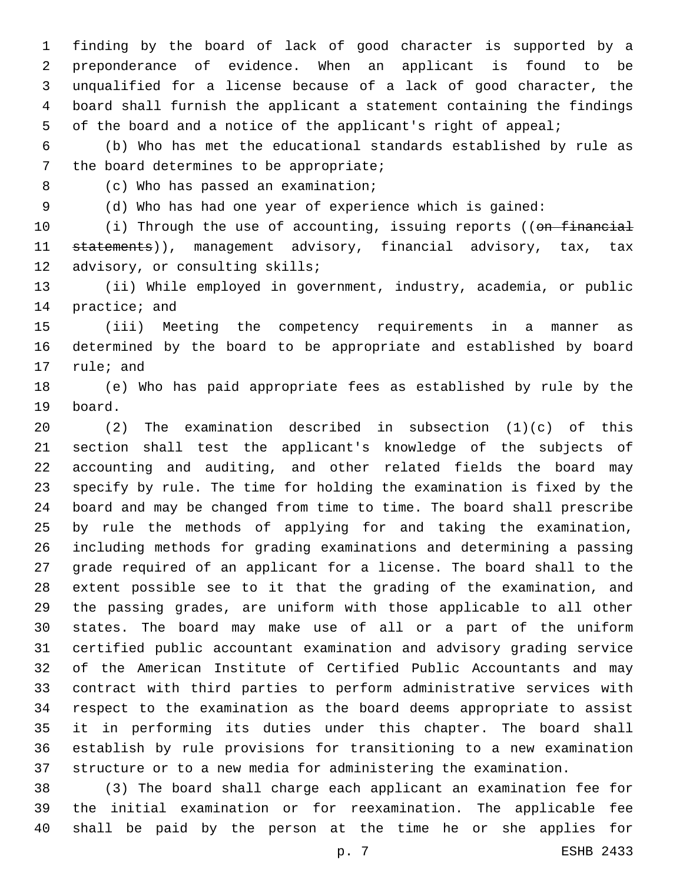finding by the board of lack of good character is supported by a preponderance of evidence. When an applicant is found to be unqualified for a license because of a lack of good character, the board shall furnish the applicant a statement containing the findings of the board and a notice of the applicant's right of appeal;

(b) Who has met the educational standards established by rule as the board determines to be appropriate;

(c) Who has passed an examination;

(d) Who has had one year of experience which is gained:

(i) Through the use of accounting, issuing reports ((~~on financial statements~~)), management advisory, financial advisory, tax, tax advisory, or consulting skills;

(ii) While employed in government, industry, academia, or public practice; and

(iii) Meeting the competency requirements in a manner as determined by the board to be appropriate and established by board rule; and

(e) Who has paid appropriate fees as established by rule by the board.

(2) The examination described in subsection (1)(c) of this section shall test the applicant's knowledge of the subjects of accounting and auditing, and other related fields the board may specify by rule. The time for holding the examination is fixed by the board and may be changed from time to time. The board shall prescribe by rule the methods of applying for and taking the examination, including methods for grading examinations and determining a passing grade required of an applicant for a license. The board shall to the extent possible see to it that the grading of the examination, and the passing grades, are uniform with those applicable to all other states. The board may make use of all or a part of the uniform certified public accountant examination and advisory grading service of the American Institute of Certified Public Accountants and may contract with third parties to perform administrative services with respect to the examination as the board deems appropriate to assist it in performing its duties under this chapter. The board shall establish by rule provisions for transitioning to a new examination structure or to a new media for administering the examination.

(3) The board shall charge each applicant an examination fee for the initial examination or for reexamination. The applicable fee shall be paid by the person at the time he or she applies for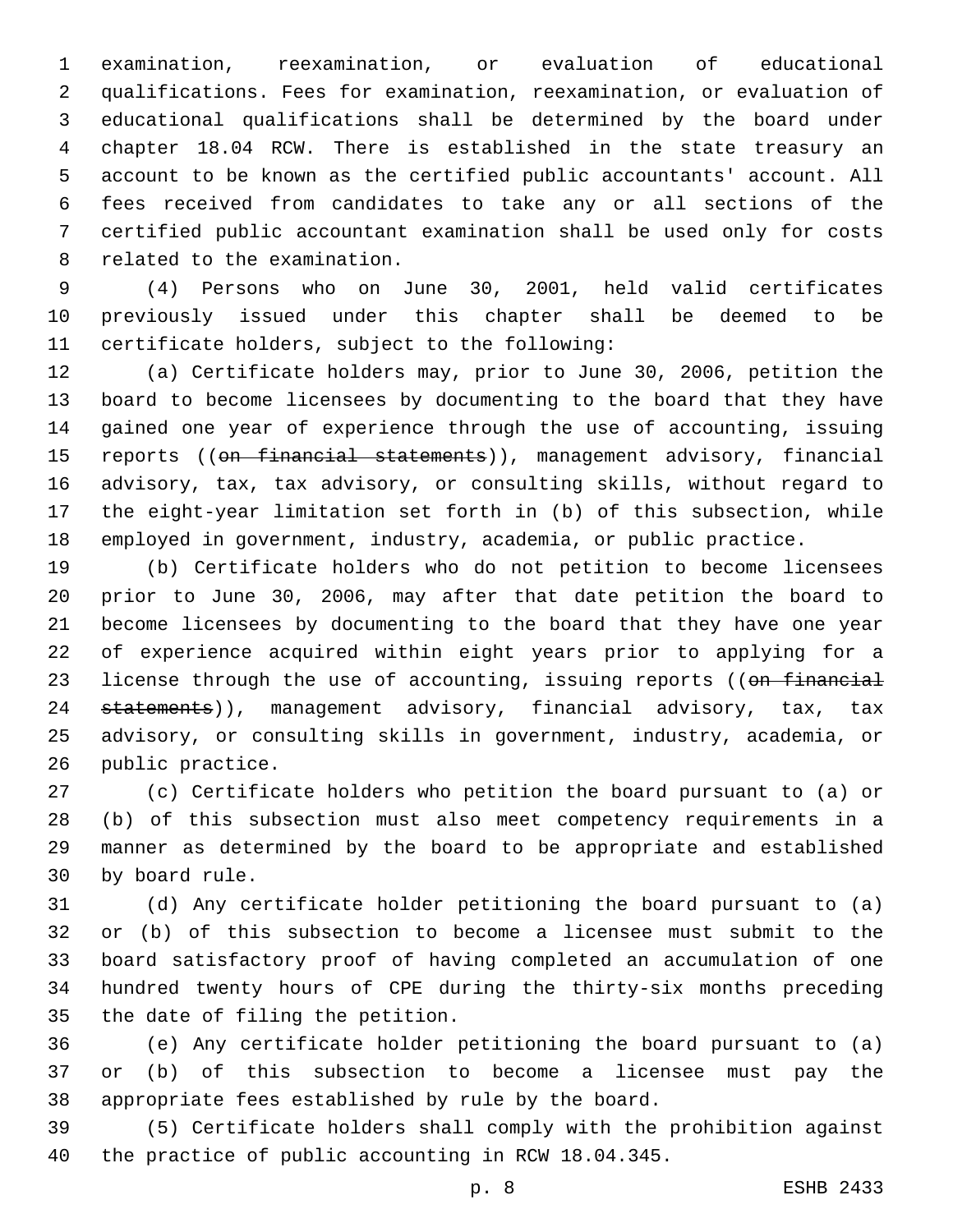examination, reexamination, or evaluation of educational qualifications. Fees for examination, reexamination, or evaluation of educational qualifications shall be determined by the board under chapter 18.04 RCW. There is established in the state treasury an account to be known as the certified public accountants' account. All fees received from candidates to take any or all sections of the certified public accountant examination shall be used only for costs related to the examination.

(4) Persons who on June 30, 2001, held valid certificates previously issued under this chapter shall be deemed to be certificate holders, subject to the following:

(a) Certificate holders may, prior to June 30, 2006, petition the board to become licensees by documenting to the board that they have gained one year of experience through the use of accounting, issuing reports ((~~on financial statements~~)), management advisory, financial advisory, tax, tax advisory, or consulting skills, without regard to the eight-year limitation set forth in (b) of this subsection, while employed in government, industry, academia, or public practice.

(b) Certificate holders who do not petition to become licensees prior to June 30, 2006, may after that date petition the board to become licensees by documenting to the board that they have one year of experience acquired within eight years prior to applying for a license through the use of accounting, issuing reports ((~~on financial statements~~)), management advisory, financial advisory, tax, tax advisory, or consulting skills in government, industry, academia, or public practice.

(c) Certificate holders who petition the board pursuant to (a) or (b) of this subsection must also meet competency requirements in a manner as determined by the board to be appropriate and established by board rule.

(d) Any certificate holder petitioning the board pursuant to (a) or (b) of this subsection to become a licensee must submit to the board satisfactory proof of having completed an accumulation of one hundred twenty hours of CPE during the thirty-six months preceding the date of filing the petition.

(e) Any certificate holder petitioning the board pursuant to (a) or (b) of this subsection to become a licensee must pay the appropriate fees established by rule by the board.

(5) Certificate holders shall comply with the prohibition against the practice of public accounting in RCW 18.04.345.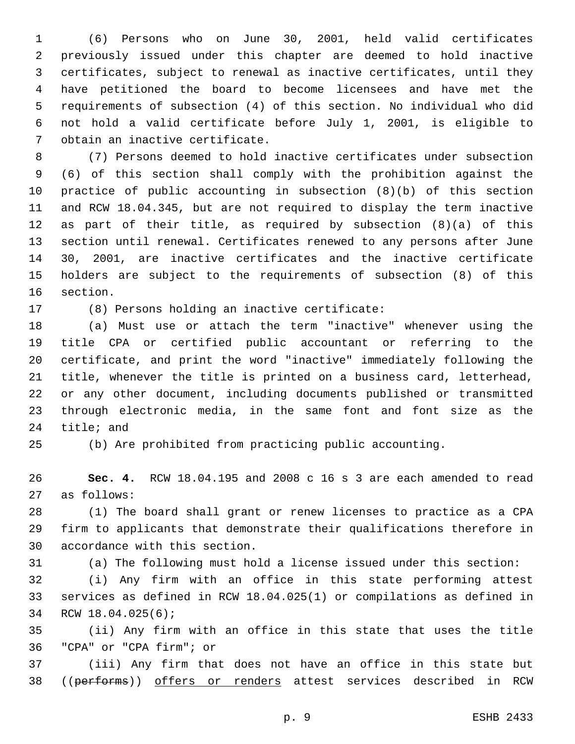(6) Persons who on June 30, 2001, held valid certificates previously issued under this chapter are deemed to hold inactive certificates, subject to renewal as inactive certificates, until they have petitioned the board to become licensees and have met the requirements of subsection (4) of this section. No individual who did not hold a valid certificate before July 1, 2001, is eligible to obtain an inactive certificate.

(7) Persons deemed to hold inactive certificates under subsection (6) of this section shall comply with the prohibition against the practice of public accounting in subsection (8)(b) of this section and RCW 18.04.345, but are not required to display the term inactive as part of their title, as required by subsection (8)(a) of this section until renewal. Certificates renewed to any persons after June 30, 2001, are inactive certificates and the inactive certificate holders are subject to the requirements of subsection (8) of this section.

(8) Persons holding an inactive certificate:

(a) Must use or attach the term "inactive" whenever using the title CPA or certified public accountant or referring to the certificate, and print the word "inactive" immediately following the title, whenever the title is printed on a business card, letterhead, or any other document, including documents published or transmitted through electronic media, in the same font and font size as the title; and

(b) Are prohibited from practicing public accounting.

**Sec. 4.** RCW 18.04.195 and 2008 c 16 s 3 are each amended to read as follows:

(1) The board shall grant or renew licenses to practice as a CPA firm to applicants that demonstrate their qualifications therefore in accordance with this section.

(a) The following must hold a license issued under this section:

(i) Any firm with an office in this state performing attest services as defined in RCW 18.04.025(1) or compilations as defined in RCW 18.04.025(6);

(ii) Any firm with an office in this state that uses the title "CPA" or "CPA firm"; or

(iii) Any firm that does not have an office in this state but ((~~performs~~)) <u>offers or renders</u> attest services described in RCW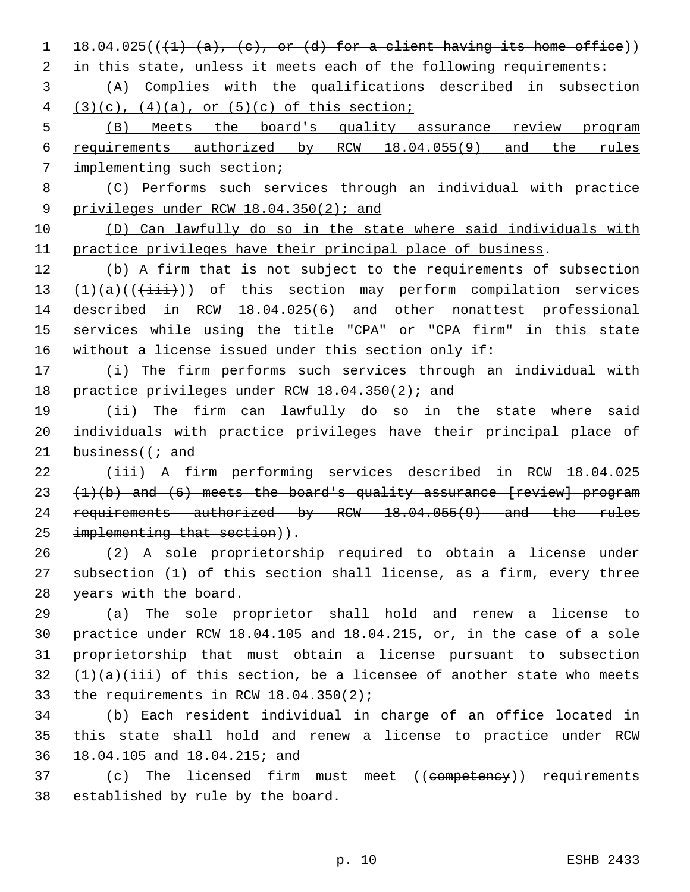18.04.025(((1) (a), (c), or (d) for a client having its home office)) in this state, unless it meets each of the following requirements:

(A) Complies with the qualifications described in subsection (3)(c), (4)(a), or (5)(c) of this section;

(B) Meets the board's quality assurance review program requirements authorized by RCW 18.04.055(9) and the rules implementing such section;

(C) Performs such services through an individual with practice privileges under RCW 18.04.350(2); and

(D) Can lawfully do so in the state where said individuals with practice privileges have their principal place of business.

(b) A firm that is not subject to the requirements of subsection (1)(a)(((iii))) of this section may perform compilation services described in RCW 18.04.025(6) and other nonattest professional services while using the title "CPA" or "CPA firm" in this state without a license issued under this section only if:

(i) The firm performs such services through an individual with practice privileges under RCW 18.04.350(2); and

(ii) The firm can lawfully do so in the state where said individuals with practice privileges have their principal place of business((; and

(iii) A firm performing services described in RCW 18.04.025 (1)(b) and (6) meets the board's quality assurance [review] program requirements authorized by RCW 18.04.055(9) and the rules implementing that section)).

(2) A sole proprietorship required to obtain a license under subsection (1) of this section shall license, as a firm, every three years with the board.

(a) The sole proprietor shall hold and renew a license to practice under RCW 18.04.105 and 18.04.215, or, in the case of a sole proprietorship that must obtain a license pursuant to subsection (1)(a)(iii) of this section, be a licensee of another state who meets the requirements in RCW 18.04.350(2);

(b) Each resident individual in charge of an office located in this state shall hold and renew a license to practice under RCW 18.04.105 and 18.04.215; and

(c) The licensed firm must meet ((competency)) requirements established by rule by the board.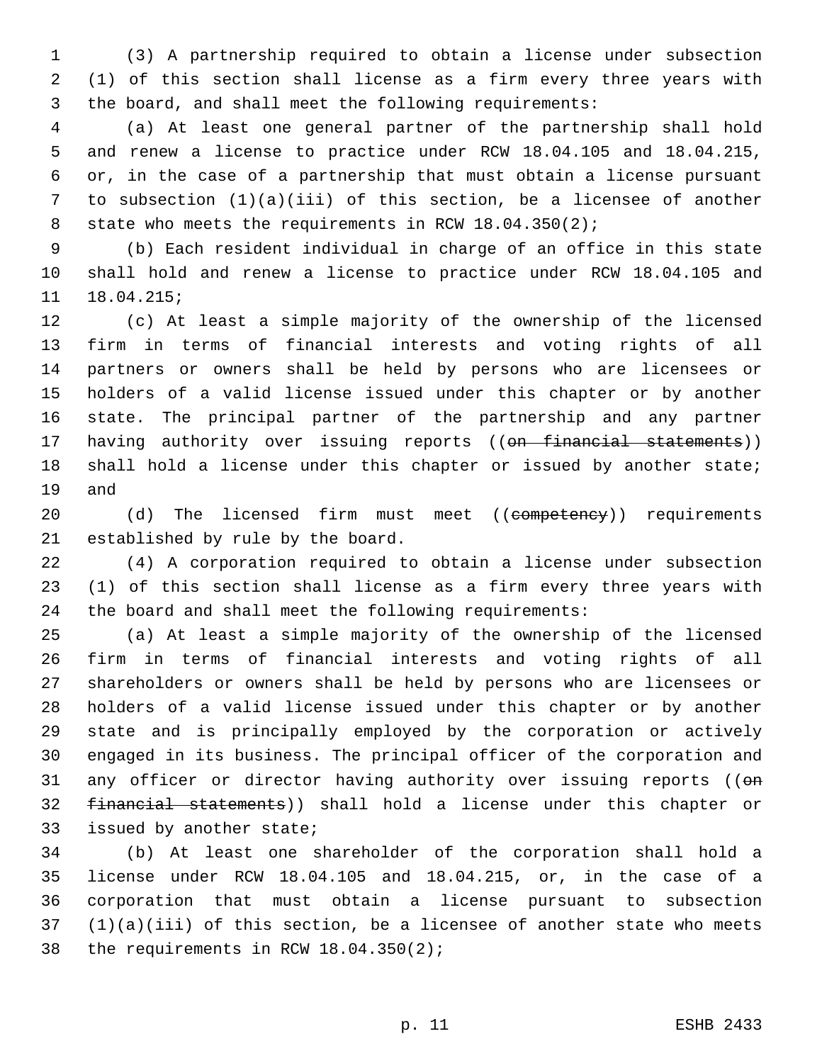(3) A partnership required to obtain a license under subsection (1) of this section shall license as a firm every three years with the board, and shall meet the following requirements:

(a) At least one general partner of the partnership shall hold and renew a license to practice under RCW 18.04.105 and 18.04.215, or, in the case of a partnership that must obtain a license pursuant to subsection (1)(a)(iii) of this section, be a licensee of another state who meets the requirements in RCW 18.04.350(2);

(b) Each resident individual in charge of an office in this state shall hold and renew a license to practice under RCW 18.04.105 and 18.04.215;

(c) At least a simple majority of the ownership of the licensed firm in terms of financial interests and voting rights of all partners or owners shall be held by persons who are licensees or holders of a valid license issued under this chapter or by another state. The principal partner of the partnership and any partner having authority over issuing reports ((~~on financial statements~~)) shall hold a license under this chapter or issued by another state; and

(d) The licensed firm must meet ((~~competency~~)) requirements established by rule by the board.

(4) A corporation required to obtain a license under subsection (1) of this section shall license as a firm every three years with the board and shall meet the following requirements:

(a) At least a simple majority of the ownership of the licensed firm in terms of financial interests and voting rights of all shareholders or owners shall be held by persons who are licensees or holders of a valid license issued under this chapter or by another state and is principally employed by the corporation or actively engaged in its business. The principal officer of the corporation and any officer or director having authority over issuing reports ((~~on financial statements~~)) shall hold a license under this chapter or issued by another state;

(b) At least one shareholder of the corporation shall hold a license under RCW 18.04.105 and 18.04.215, or, in the case of a corporation that must obtain a license pursuant to subsection (1)(a)(iii) of this section, be a licensee of another state who meets the requirements in RCW 18.04.350(2);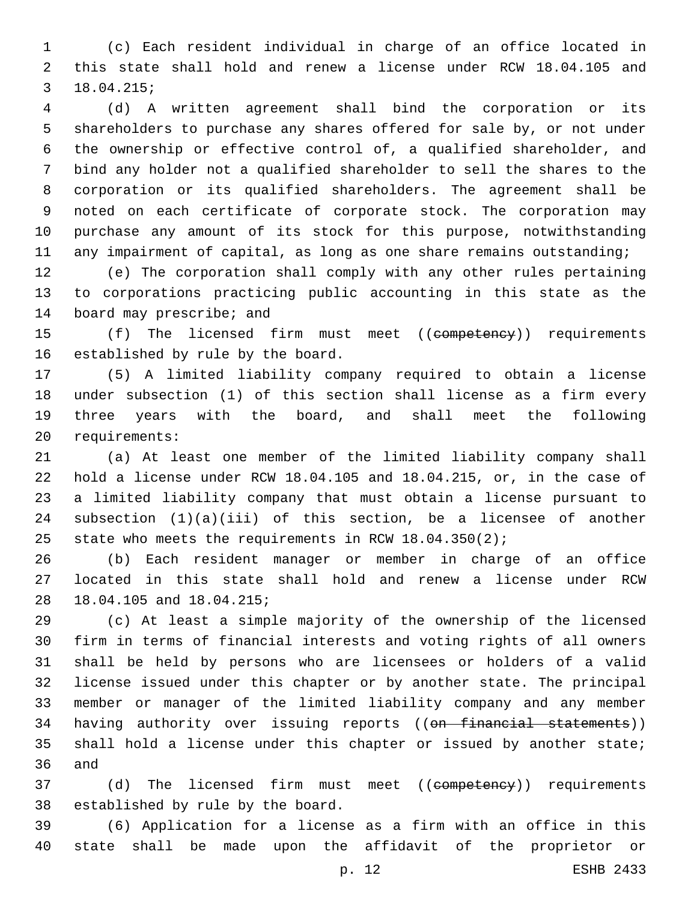(c) Each resident individual in charge of an office located in this state shall hold and renew a license under RCW 18.04.105 and 18.04.215;

(d) A written agreement shall bind the corporation or its shareholders to purchase any shares offered for sale by, or not under the ownership or effective control of, a qualified shareholder, and bind any holder not a qualified shareholder to sell the shares to the corporation or its qualified shareholders. The agreement shall be noted on each certificate of corporate stock. The corporation may purchase any amount of its stock for this purpose, notwithstanding any impairment of capital, as long as one share remains outstanding;

(e) The corporation shall comply with any other rules pertaining to corporations practicing public accounting in this state as the board may prescribe; and

(f) The licensed firm must meet ((~~competency~~)) requirements established by rule by the board.

(5) A limited liability company required to obtain a license under subsection (1) of this section shall license as a firm every three years with the board, and shall meet the following requirements:

(a) At least one member of the limited liability company shall hold a license under RCW 18.04.105 and 18.04.215, or, in the case of a limited liability company that must obtain a license pursuant to subsection (1)(a)(iii) of this section, be a licensee of another state who meets the requirements in RCW 18.04.350(2);

(b) Each resident manager or member in charge of an office located in this state shall hold and renew a license under RCW 18.04.105 and 18.04.215;

(c) At least a simple majority of the ownership of the licensed firm in terms of financial interests and voting rights of all owners shall be held by persons who are licensees or holders of a valid license issued under this chapter or by another state. The principal member or manager of the limited liability company and any member having authority over issuing reports ((~~on financial statements~~)) shall hold a license under this chapter or issued by another state; and

(d) The licensed firm must meet ((~~competency~~)) requirements established by rule by the board.

(6) Application for a license as a firm with an office in this state shall be made upon the affidavit of the proprietor or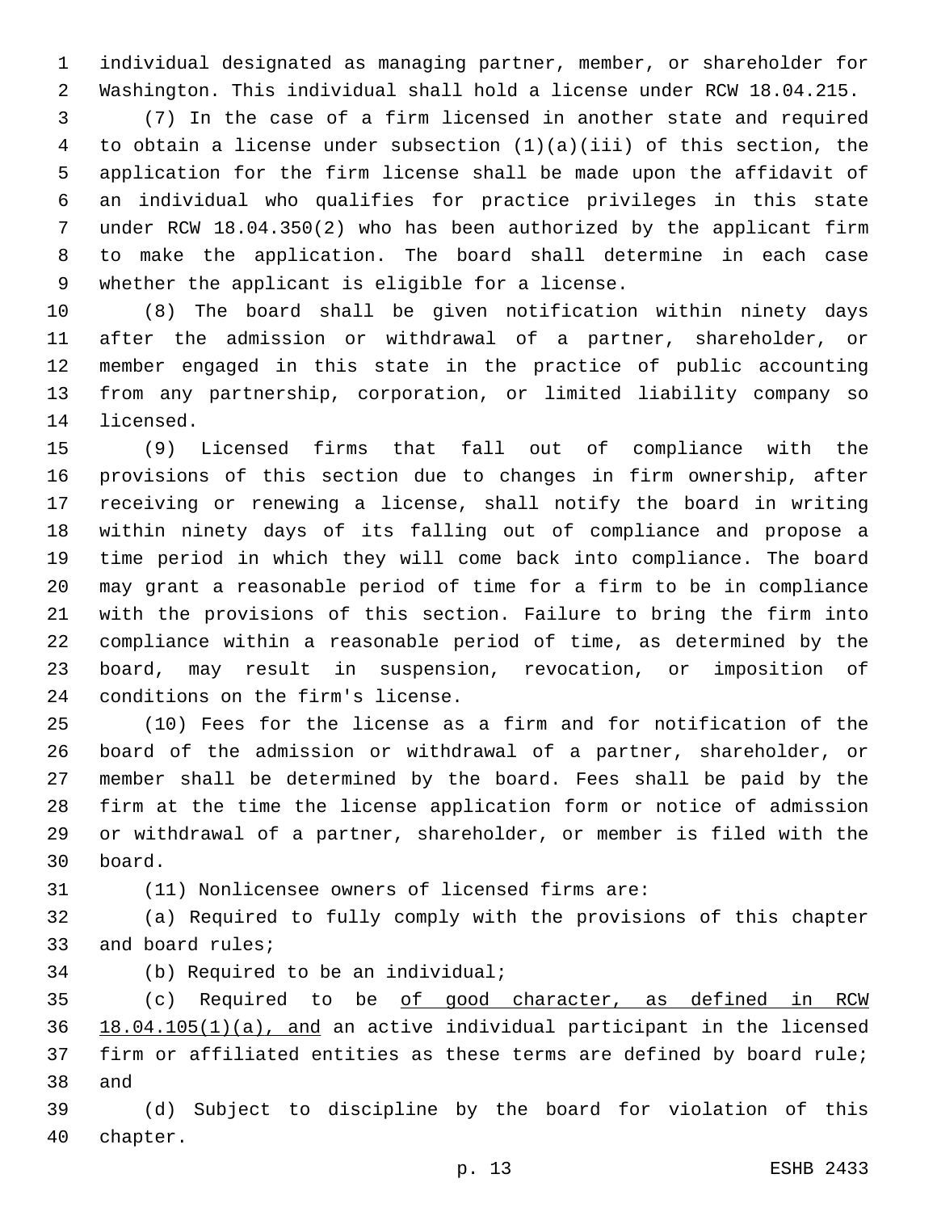individual designated as managing partner, member, or shareholder for Washington. This individual shall hold a license under RCW 18.04.215.

(7) In the case of a firm licensed in another state and required to obtain a license under subsection (1)(a)(iii) of this section, the application for the firm license shall be made upon the affidavit of an individual who qualifies for practice privileges in this state under RCW 18.04.350(2) who has been authorized by the applicant firm to make the application. The board shall determine in each case whether the applicant is eligible for a license.

(8) The board shall be given notification within ninety days after the admission or withdrawal of a partner, shareholder, or member engaged in this state in the practice of public accounting from any partnership, corporation, or limited liability company so licensed.

(9) Licensed firms that fall out of compliance with the provisions of this section due to changes in firm ownership, after receiving or renewing a license, shall notify the board in writing within ninety days of its falling out of compliance and propose a time period in which they will come back into compliance. The board may grant a reasonable period of time for a firm to be in compliance with the provisions of this section. Failure to bring the firm into compliance within a reasonable period of time, as determined by the board, may result in suspension, revocation, or imposition of conditions on the firm's license.

(10) Fees for the license as a firm and for notification of the board of the admission or withdrawal of a partner, shareholder, or member shall be determined by the board. Fees shall be paid by the firm at the time the license application form or notice of admission or withdrawal of a partner, shareholder, or member is filed with the board.

(11) Nonlicensee owners of licensed firms are:

(a) Required to fully comply with the provisions of this chapter and board rules;

(b) Required to be an individual;

(c) Required to be <u>of good character, as defined in RCW 18.04.105(1)(a), and</u> an active individual participant in the licensed firm or affiliated entities as these terms are defined by board rule; and

(d) Subject to discipline by the board for violation of this chapter.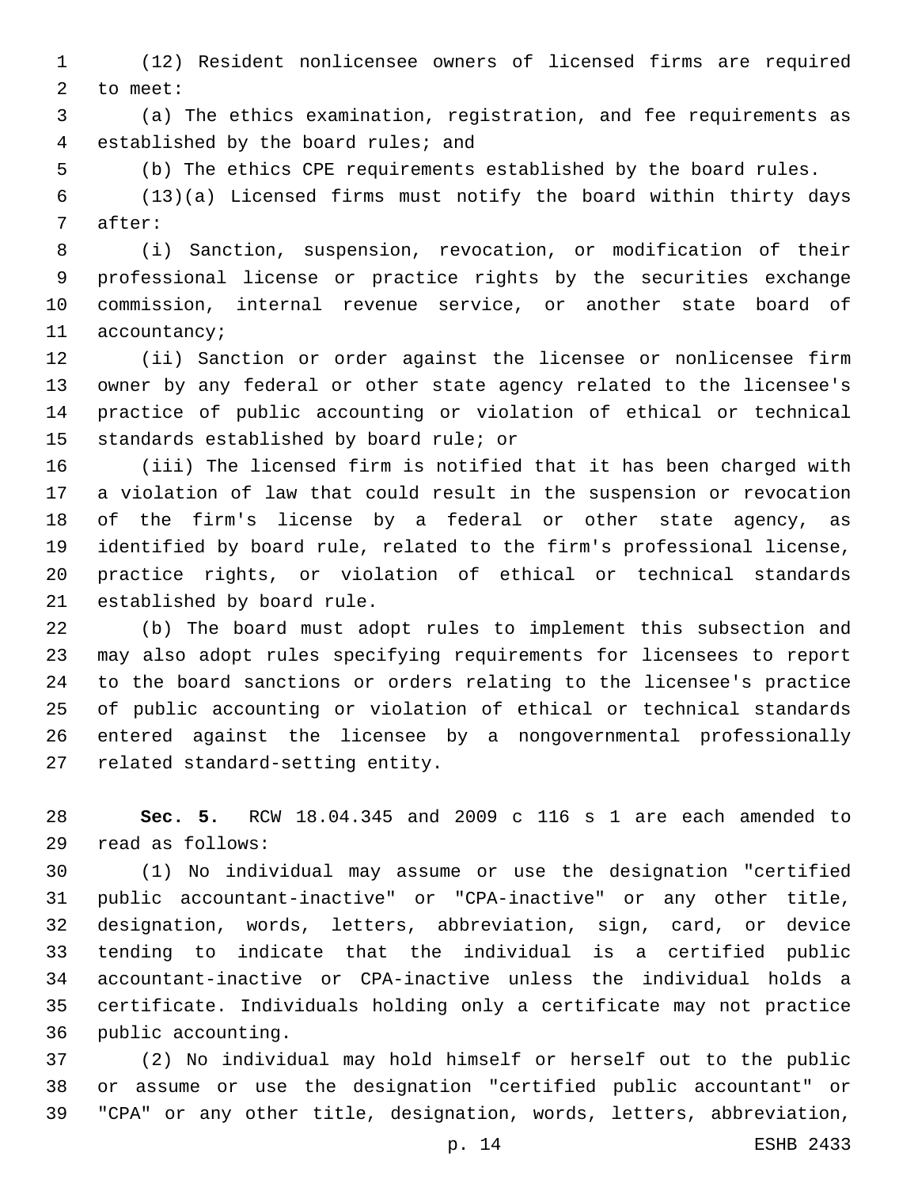(12) Resident nonlicensee owners of licensed firms are required to meet:

(a) The ethics examination, registration, and fee requirements as established by the board rules; and

(b) The ethics CPE requirements established by the board rules.

(13)(a) Licensed firms must notify the board within thirty days after:

(i) Sanction, suspension, revocation, or modification of their professional license or practice rights by the securities exchange commission, internal revenue service, or another state board of accountancy;

(ii) Sanction or order against the licensee or nonlicensee firm owner by any federal or other state agency related to the licensee's practice of public accounting or violation of ethical or technical standards established by board rule; or

(iii) The licensed firm is notified that it has been charged with a violation of law that could result in the suspension or revocation of the firm's license by a federal or other state agency, as identified by board rule, related to the firm's professional license, practice rights, or violation of ethical or technical standards established by board rule.

(b) The board must adopt rules to implement this subsection and may also adopt rules specifying requirements for licensees to report to the board sanctions or orders relating to the licensee's practice of public accounting or violation of ethical or technical standards entered against the licensee by a nongovernmental professionally related standard-setting entity.

**Sec. 5.** RCW 18.04.345 and 2009 c 116 s 1 are each amended to read as follows:

(1) No individual may assume or use the designation "certified public accountant-inactive" or "CPA-inactive" or any other title, designation, words, letters, abbreviation, sign, card, or device tending to indicate that the individual is a certified public accountant-inactive or CPA-inactive unless the individual holds a certificate. Individuals holding only a certificate may not practice public accounting.

(2) No individual may hold himself or herself out to the public or assume or use the designation "certified public accountant" or "CPA" or any other title, designation, words, letters, abbreviation,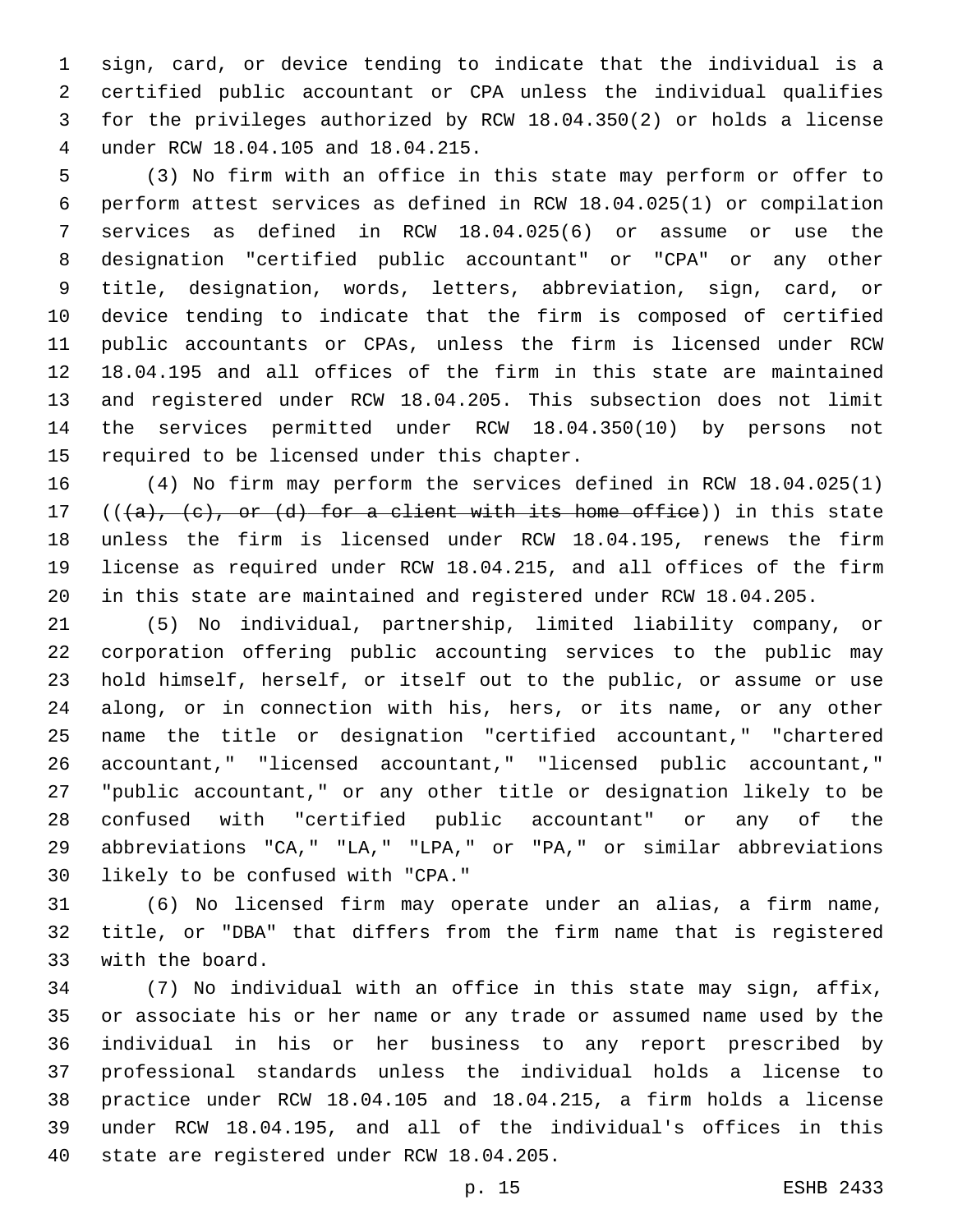sign, card, or device tending to indicate that the individual is a certified public accountant or CPA unless the individual qualifies for the privileges authorized by RCW 18.04.350(2) or holds a license under RCW 18.04.105 and 18.04.215.

(3) No firm with an office in this state may perform or offer to perform attest services as defined in RCW 18.04.025(1) or compilation services as defined in RCW 18.04.025(6) or assume or use the designation "certified public accountant" or "CPA" or any other title, designation, words, letters, abbreviation, sign, card, or device tending to indicate that the firm is composed of certified public accountants or CPAs, unless the firm is licensed under RCW 18.04.195 and all offices of the firm in this state are maintained and registered under RCW 18.04.205. This subsection does not limit the services permitted under RCW 18.04.350(10) by persons not required to be licensed under this chapter.

(4) No firm may perform the services defined in RCW 18.04.025(1) ((~~(a), (c), or (d) for a client with its home office~~)) in this state unless the firm is licensed under RCW 18.04.195, renews the firm license as required under RCW 18.04.215, and all offices of the firm in this state are maintained and registered under RCW 18.04.205.

(5) No individual, partnership, limited liability company, or corporation offering public accounting services to the public may hold himself, herself, or itself out to the public, or assume or use along, or in connection with his, hers, or its name, or any other name the title or designation "certified accountant," "chartered accountant," "licensed accountant," "licensed public accountant," "public accountant," or any other title or designation likely to be confused with "certified public accountant" or any of the abbreviations "CA," "LA," "LPA," or "PA," or similar abbreviations likely to be confused with "CPA."

(6) No licensed firm may operate under an alias, a firm name, title, or "DBA" that differs from the firm name that is registered with the board.

(7) No individual with an office in this state may sign, affix, or associate his or her name or any trade or assumed name used by the individual in his or her business to any report prescribed by professional standards unless the individual holds a license to practice under RCW 18.04.105 and 18.04.215, a firm holds a license under RCW 18.04.195, and all of the individual's offices in this state are registered under RCW 18.04.205.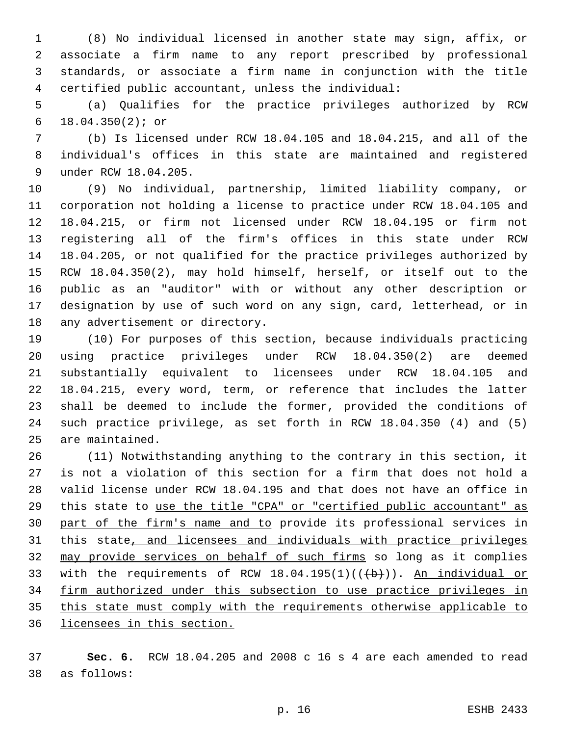(8) No individual licensed in another state may sign, affix, or associate a firm name to any report prescribed by professional standards, or associate a firm name in conjunction with the title certified public accountant, unless the individual:

(a) Qualifies for the practice privileges authorized by RCW 18.04.350(2); or

(b) Is licensed under RCW 18.04.105 and 18.04.215, and all of the individual's offices in this state are maintained and registered under RCW 18.04.205.

(9) No individual, partnership, limited liability company, or corporation not holding a license to practice under RCW 18.04.105 and 18.04.215, or firm not licensed under RCW 18.04.195 or firm not registering all of the firm's offices in this state under RCW 18.04.205, or not qualified for the practice privileges authorized by RCW 18.04.350(2), may hold himself, herself, or itself out to the public as an "auditor" with or without any other description or designation by use of such word on any sign, card, letterhead, or in any advertisement or directory.

(10) For purposes of this section, because individuals practicing using practice privileges under RCW 18.04.350(2) are deemed substantially equivalent to licensees under RCW 18.04.105 and 18.04.215, every word, term, or reference that includes the latter shall be deemed to include the former, provided the conditions of such practice privilege, as set forth in RCW 18.04.350 (4) and (5) are maintained.

(11) Notwithstanding anything to the contrary in this section, it is not a violation of this section for a firm that does not hold a valid license under RCW 18.04.195 and that does not have an office in this state to <u>use the title "CPA" or "certified public accountant" as part of the firm's name and to</u> provide its professional services in this state<u>, and licensees and individuals with practice privileges may provide services on behalf of such firms</u> so long as it complies with the requirements of RCW 18.04.195(1)((~~(b)~~)). <u>An individual or firm authorized under this subsection to use practice privileges in this state must comply with the requirements otherwise applicable to licensees in this section.</u>

**Sec. 6.** RCW 18.04.205 and 2008 c 16 s 4 are each amended to read as follows: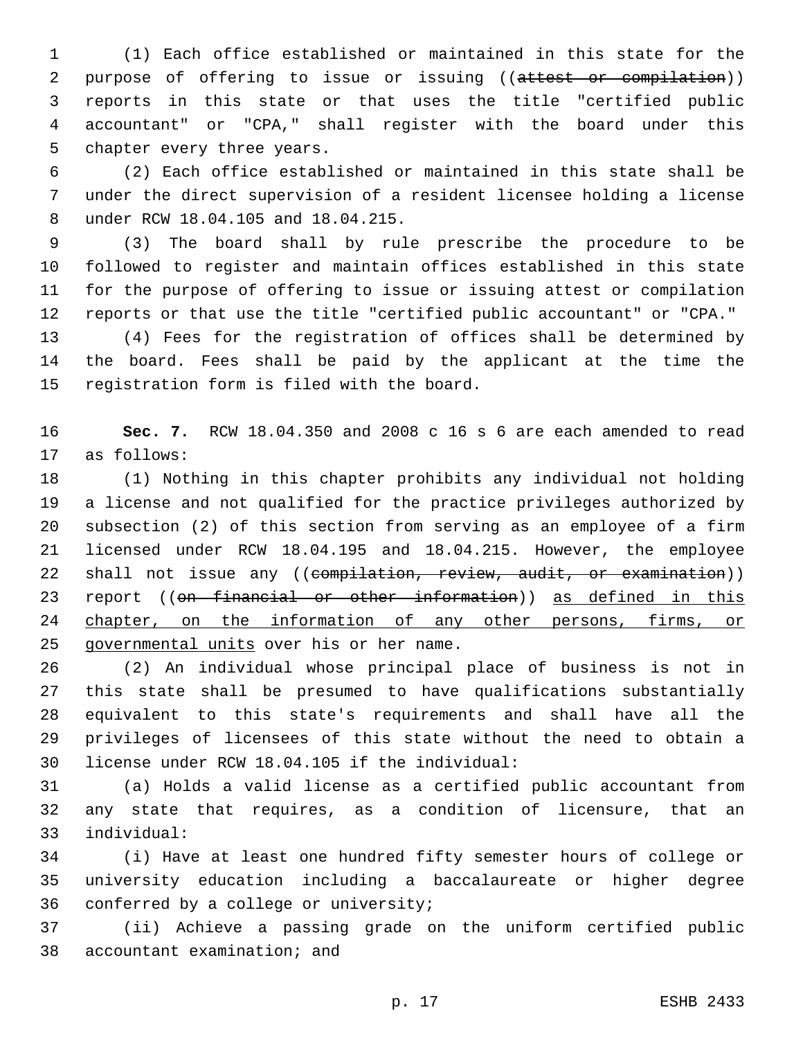(1) Each office established or maintained in this state for the purpose of offering to issue or issuing ((~~attest or compilation~~)) reports in this state or that uses the title "certified public accountant" or "CPA," shall register with the board under this chapter every three years.

(2) Each office established or maintained in this state shall be under the direct supervision of a resident licensee holding a license under RCW 18.04.105 and 18.04.215.

(3) The board shall by rule prescribe the procedure to be followed to register and maintain offices established in this state for the purpose of offering to issue or issuing attest or compilation reports or that use the title "certified public accountant" or "CPA."

(4) Fees for the registration of offices shall be determined by the board. Fees shall be paid by the applicant at the time the registration form is filed with the board.

**Sec. 7.** RCW 18.04.350 and 2008 c 16 s 6 are each amended to read as follows:

(1) Nothing in this chapter prohibits any individual not holding a license and not qualified for the practice privileges authorized by subsection (2) of this section from serving as an employee of a firm licensed under RCW 18.04.195 and 18.04.215. However, the employee shall not issue any ((~~compilation, review, audit, or examination~~)) report ((~~on financial or other information~~)) <u>as defined in this chapter, on the information of any other persons, firms, or governmental units</u> over his or her name.

(2) An individual whose principal place of business is not in this state shall be presumed to have qualifications substantially equivalent to this state's requirements and shall have all the privileges of licensees of this state without the need to obtain a license under RCW 18.04.105 if the individual:

(a) Holds a valid license as a certified public accountant from any state that requires, as a condition of licensure, that an individual:

(i) Have at least one hundred fifty semester hours of college or university education including a baccalaureate or higher degree conferred by a college or university;

(ii) Achieve a passing grade on the uniform certified public accountant examination; and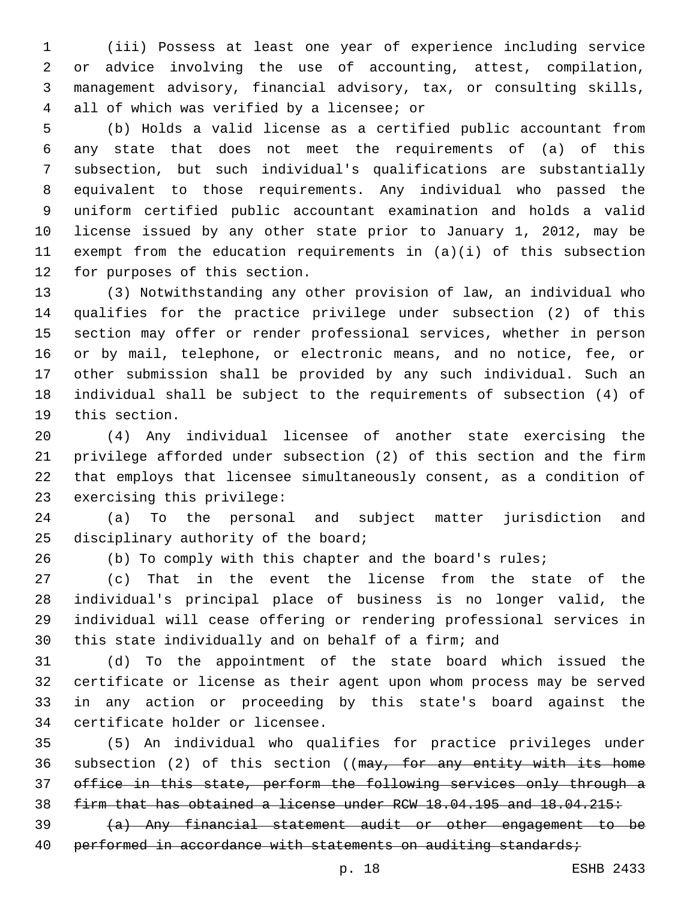(iii) Possess at least one year of experience including service or advice involving the use of accounting, attest, compilation, management advisory, financial advisory, tax, or consulting skills, all of which was verified by a licensee; or

(b) Holds a valid license as a certified public accountant from any state that does not meet the requirements of (a) of this subsection, but such individual's qualifications are substantially equivalent to those requirements. Any individual who passed the uniform certified public accountant examination and holds a valid license issued by any other state prior to January 1, 2012, may be exempt from the education requirements in (a)(i) of this subsection for purposes of this section.

(3) Notwithstanding any other provision of law, an individual who qualifies for the practice privilege under subsection (2) of this section may offer or render professional services, whether in person or by mail, telephone, or electronic means, and no notice, fee, or other submission shall be provided by any such individual. Such an individual shall be subject to the requirements of subsection (4) of this section.

(4) Any individual licensee of another state exercising the privilege afforded under subsection (2) of this section and the firm that employs that licensee simultaneously consent, as a condition of exercising this privilege:

(a) To the personal and subject matter jurisdiction and disciplinary authority of the board;

(b) To comply with this chapter and the board's rules;

(c) That in the event the license from the state of the individual's principal place of business is no longer valid, the individual will cease offering or rendering professional services in this state individually and on behalf of a firm; and

(d) To the appointment of the state board which issued the certificate or license as their agent upon whom process may be served in any action or proceeding by this state's board against the certificate holder or licensee.

(5) An individual who qualifies for practice privileges under subsection (2) of this section ((~~may, for any entity with its home office in this state, perform the following services only through a firm that has obtained a license under RCW 18.04.195 and 18.04.215:~~

~~(a) Any financial statement audit or other engagement to be performed in accordance with statements on auditing standards;~~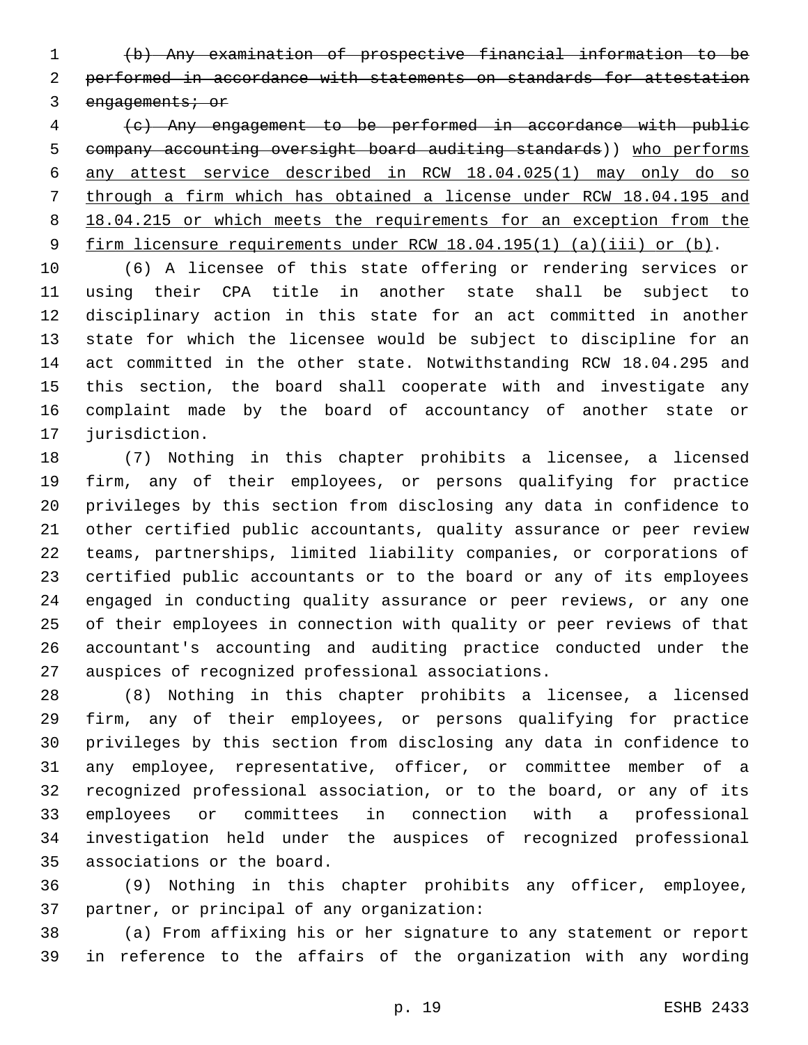~~(b) Any examination of prospective financial information to be performed in accordance with statements on standards for attestation engagements; or~~

~~(c) Any engagement to be performed in accordance with public company accounting oversight board auditing standards~~)) <u>who performs any attest service described in RCW 18.04.025(1) may only do so through a firm which has obtained a license under RCW 18.04.195 and 18.04.215 or which meets the requirements for an exception from the firm licensure requirements under RCW 18.04.195(1) (a)(iii) or (b)</u>.

(6) A licensee of this state offering or rendering services or using their CPA title in another state shall be subject to disciplinary action in this state for an act committed in another state for which the licensee would be subject to discipline for an act committed in the other state. Notwithstanding RCW 18.04.295 and this section, the board shall cooperate with and investigate any complaint made by the board of accountancy of another state or jurisdiction.

(7) Nothing in this chapter prohibits a licensee, a licensed firm, any of their employees, or persons qualifying for practice privileges by this section from disclosing any data in confidence to other certified public accountants, quality assurance or peer review teams, partnerships, limited liability companies, or corporations of certified public accountants or to the board or any of its employees engaged in conducting quality assurance or peer reviews, or any one of their employees in connection with quality or peer reviews of that accountant's accounting and auditing practice conducted under the auspices of recognized professional associations.

(8) Nothing in this chapter prohibits a licensee, a licensed firm, any of their employees, or persons qualifying for practice privileges by this section from disclosing any data in confidence to any employee, representative, officer, or committee member of a recognized professional association, or to the board, or any of its employees or committees in connection with a professional investigation held under the auspices of recognized professional associations or the board.

(9) Nothing in this chapter prohibits any officer, employee, partner, or principal of any organization:

(a) From affixing his or her signature to any statement or report in reference to the affairs of the organization with any wording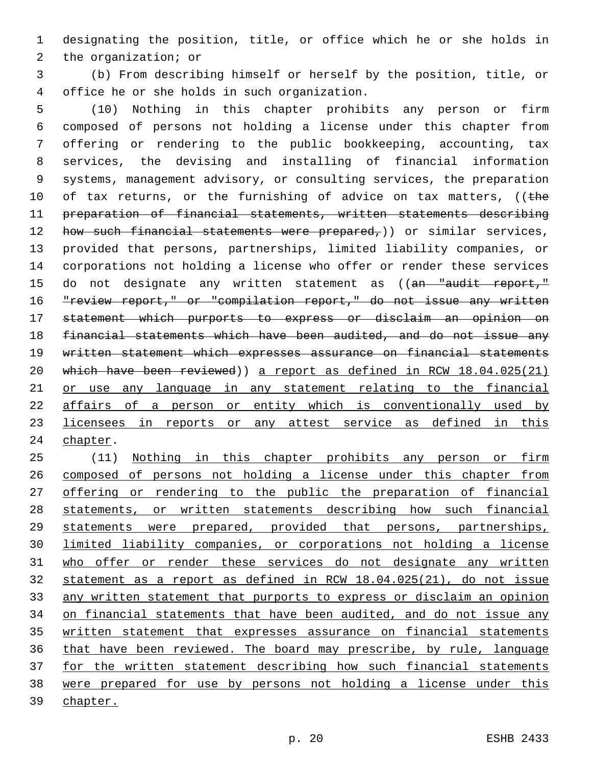designating the position, title, or office which he or she holds in the organization; or

(b) From describing himself or herself by the position, title, or office he or she holds in such organization.

(10) Nothing in this chapter prohibits any person or firm composed of persons not holding a license under this chapter from offering or rendering to the public bookkeeping, accounting, tax services, the devising and installing of financial information systems, management advisory, or consulting services, the preparation of tax returns, or the furnishing of advice on tax matters, ((~~the preparation of financial statements, written statements describing how such financial statements were prepared,~~)) or similar services, provided that persons, partnerships, limited liability companies, or corporations not holding a license who offer or render these services do not designate any written statement as ((~~an "audit report," "review report," or "compilation report," do not issue any written statement which purports to express or disclaim an opinion on financial statements which have been audited, and do not issue any written statement which expresses assurance on financial statements which have been reviewed~~)) <u>a report as defined in RCW 18.04.025(21) or use any language in any statement relating to the financial affairs of a person or entity which is conventionally used by licensees in reports or any attest service as defined in this chapter</u>.

(11) <u>Nothing in this chapter prohibits any person or firm composed of persons not holding a license under this chapter from offering or rendering to the public the preparation of financial statements, or written statements describing how such financial statements were prepared, provided that persons, partnerships, limited liability companies, or corporations not holding a license who offer or render these services do not designate any written statement as a report as defined in RCW 18.04.025(21), do not issue any written statement that purports to express or disclaim an opinion on financial statements that have been audited, and do not issue any written statement that expresses assurance on financial statements that have been reviewed. The board may prescribe, by rule, language for the written statement describing how such financial statements were prepared for use by persons not holding a license under this chapter.</u>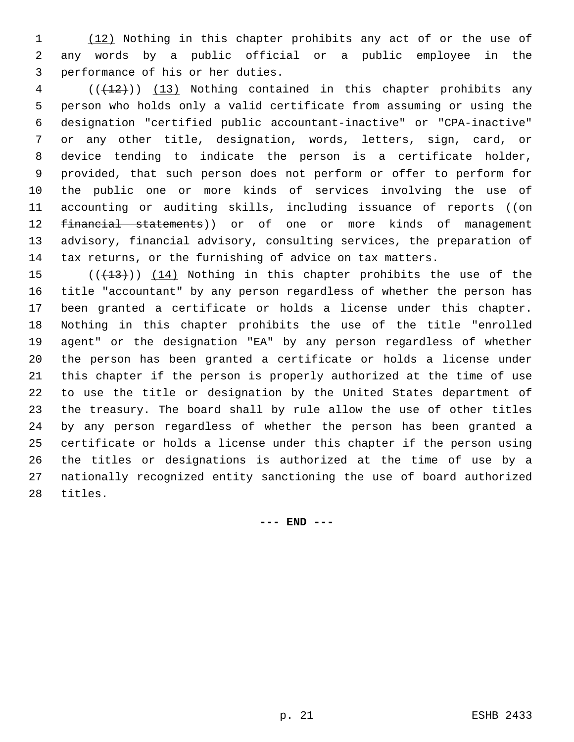(12) Nothing in this chapter prohibits any act of or the use of any words by a public official or a public employee in the performance of his or her duties.

(((12))) (13) Nothing contained in this chapter prohibits any person who holds only a valid certificate from assuming or using the designation "certified public accountant-inactive" or "CPA-inactive" or any other title, designation, words, letters, sign, card, or device tending to indicate the person is a certificate holder, provided, that such person does not perform or offer to perform for the public one or more kinds of services involving the use of accounting or auditing skills, including issuance of reports ((~~on financial statements~~)) or of one or more kinds of management advisory, financial advisory, consulting services, the preparation of tax returns, or the furnishing of advice on tax matters.

(((13))) (14) Nothing in this chapter prohibits the use of the title "accountant" by any person regardless of whether the person has been granted a certificate or holds a license under this chapter. Nothing in this chapter prohibits the use of the title "enrolled agent" or the designation "EA" by any person regardless of whether the person has been granted a certificate or holds a license under this chapter if the person is properly authorized at the time of use to use the title or designation by the United States department of the treasury. The board shall by rule allow the use of other titles by any person regardless of whether the person has been granted a certificate or holds a license under this chapter if the person using the titles or designations is authorized at the time of use by a nationally recognized entity sanctioning the use of board authorized titles.

**--- END ---**